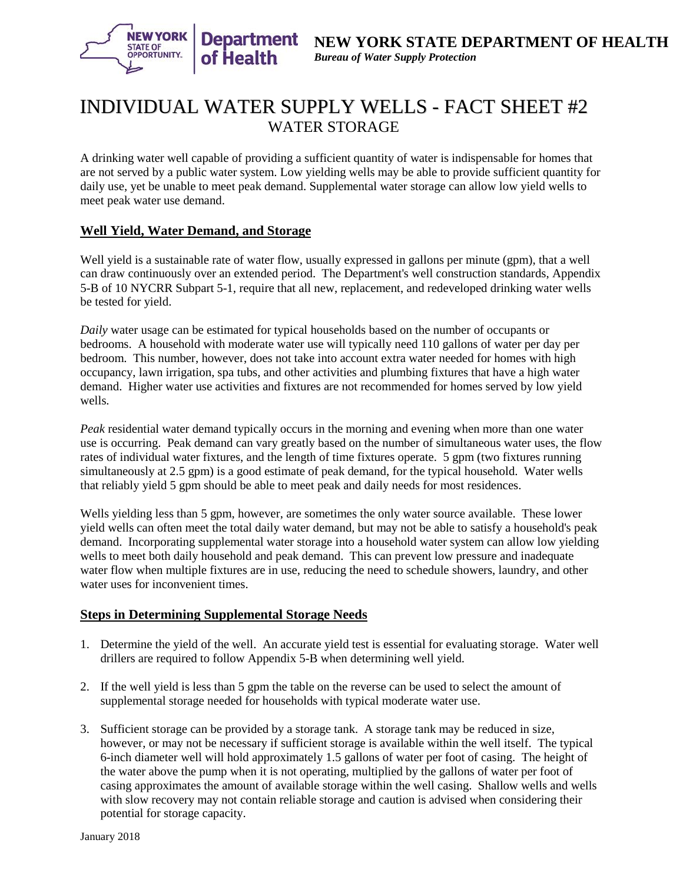NEW YORK STATE DEPARTMENT OF HEALTH

*Bureau of Water Supply Protection*

# INDIVIDUAL WATER SUPPLY WELLS - FACT SHEET #2

## WATER STORAGE

A drinking water well capable of providing a sufficient quantity of water is indispensable for homes that are not served by a public water system. Low yielding wells may be able to provide sufficient quantity for daily use, yet be unable to meet peak demand. Supplemental water storage can allow low yield wells to meet peak water use demand.

### Well Yield, Water Demand, and Storage

Well yield is a sustainable rate of water flow, usually expressed in gallons per minute (gpm), that a well can draw continuously over an extended period. The Department's well construction standards, Appendix 5-B of 10 NYCRR Subpart 5-1, require that all new, replacement, and redeveloped drinking water wells be tested for yield.

*Daily* water usage can be estimated for typical households based on the number of occupants or bedrooms. A household with moderate water use will typically need 110 gallons of water per day per bedroom. This number, however, does not take into account extra water needed for homes with high occupancy, lawn irrigation, spa tubs, and other activities and plumbing fixtures that have a high water demand. Higher water use activities and fixtures are not recommended for homes served by low yield wells.

*Peak* residential water demand typically occurs in the morning and evening when more than one water use is occurring. Peak demand can vary greatly based on the number of simultaneous water uses, the flow rates of individual water fixtures, and the length of time fixtures operate. 5 gpm (two fixtures running simultaneously at 2.5 gpm) is a good estimate of peak demand, for the typical household. Water wells that reliably yield 5 gpm should be able to meet peak and daily needs for most residences.

Wells yielding less than 5 gpm, however, are sometimes the only water source available. These lower yield wells can often meet the total daily water demand, but may not be able to satisfy a household's peak demand. Incorporating supplemental water storage into a household water system can allow low yielding wells to meet both daily household and peak demand. This can prevent low pressure and inadequate water flow when multiple fixtures are in use, reducing the need to schedule showers, laundry, and other water uses for inconvenient times.

### Steps in Determining Supplemental Storage Needs

1. Determine the yield of the well. An accurate yield test is essential for evaluating storage. Water well drillers are required to follow Appendix 5-B when determining well yield.
2. If the well yield is less than 5 gpm the table on the reverse can be used to select the amount of supplemental storage needed for households with typical moderate water use.
3. Sufficient storage can be provided by a storage tank. A storage tank may be reduced in size, however, or may not be necessary if sufficient storage is available within the well itself. The typical 6-inch diameter well will hold approximately 1.5 gallons of water per foot of casing. The height of the water above the pump when it is not operating, multiplied by the gallons of water per foot of casing approximates the amount of available storage within the well casing. Shallow wells and wells with slow recovery may not contain reliable storage and caution is advised when considering their potential for storage capacity.

January 2018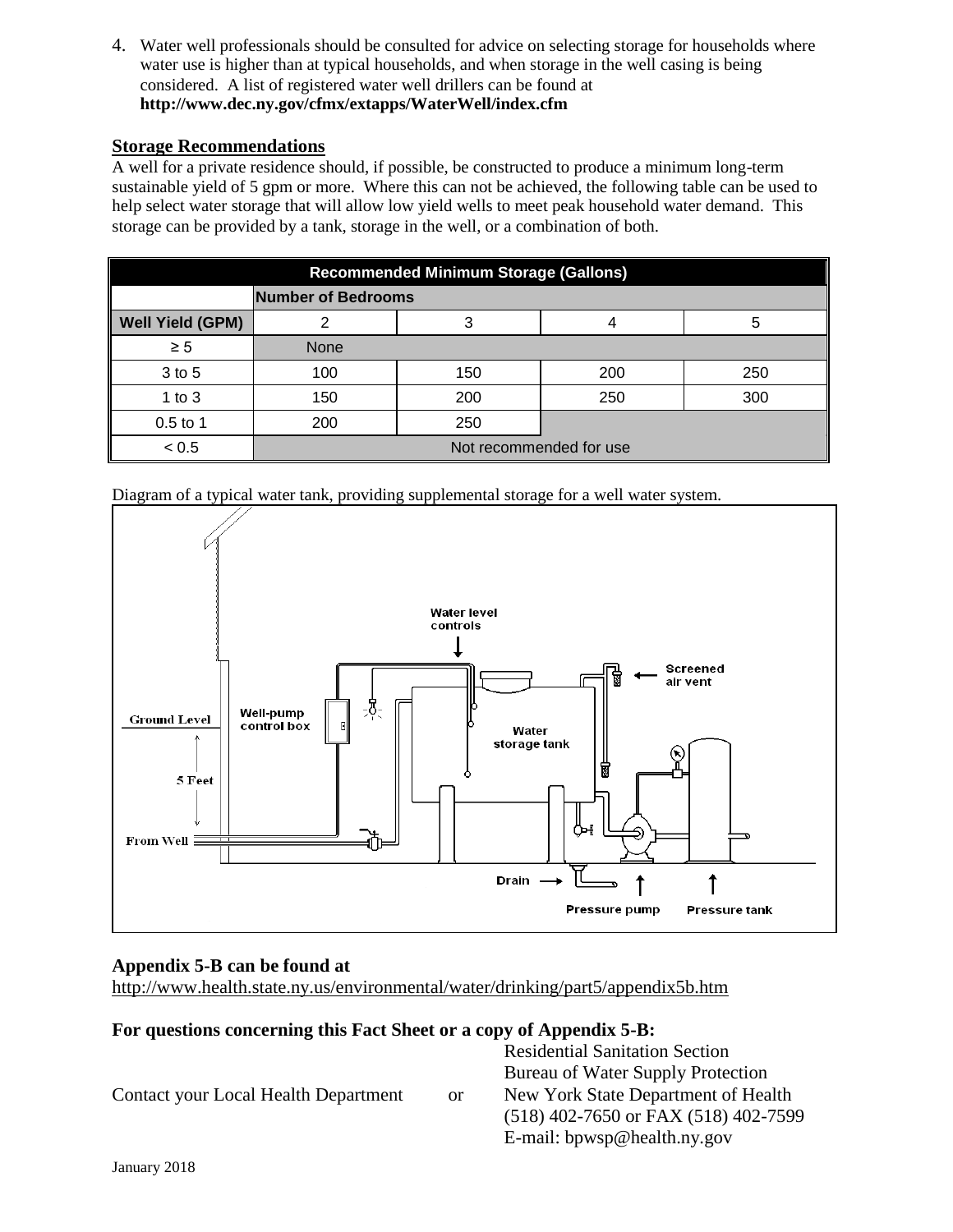4. Water well professionals should be consulted for advice on selecting storage for households where water use is higher than at typical households, and when storage in the well casing is being considered. A list of registered water well drillers can be found at **http://www.dec.ny.gov/cfmx/extapps/WaterWell/index.cfm**

## Storage Recommendations

A well for a private residence should, if possible, be constructed to produce a minimum long-term sustainable yield of 5 gpm or more. Where this can not be achieved, the following table can be used to help select water storage that will allow low yield wells to meet peak household water demand. This storage can be provided by a tank, storage in the well, or a combination of both.

| Recommended Minimum Storage (Gallons) | | | | |
|---|---|---|---|---|
| | Number of Bedrooms | | | |
| Well Yield (GPM) | 2 | 3 | 4 | 5 |
| ≥ 5 | None | | | |
| 3 to 5 | 100 | 150 | 200 | 250 |
| 1 to 3 | 150 | 200 | 250 | 300 |
| 0.5 to 1 | 200 | 250 | | |
| < 0.5 | Not recommended for use | | | |

Diagram of a typical water tank, providing supplemental storage for a well water system.

Water level controls
Screened air vent
Ground Level
Well-pump control box
Water storage tank
5 Feet
From Well
Drain
Pressure pump
Pressure tank

### Appendix 5-B can be found at

http://www.health.state.ny.us/environmental/water/drinking/part5/appendix5b.htm

### For questions concerning this Fact Sheet or a copy of Appendix 5-B:

Contact your Local Health Department or

Residential Sanitation Section
Bureau of Water Supply Protection
New York State Department of Health
(518) 402-7650 or FAX (518) 402-7599
E-mail: bpwsp@health.ny.gov

January 2018